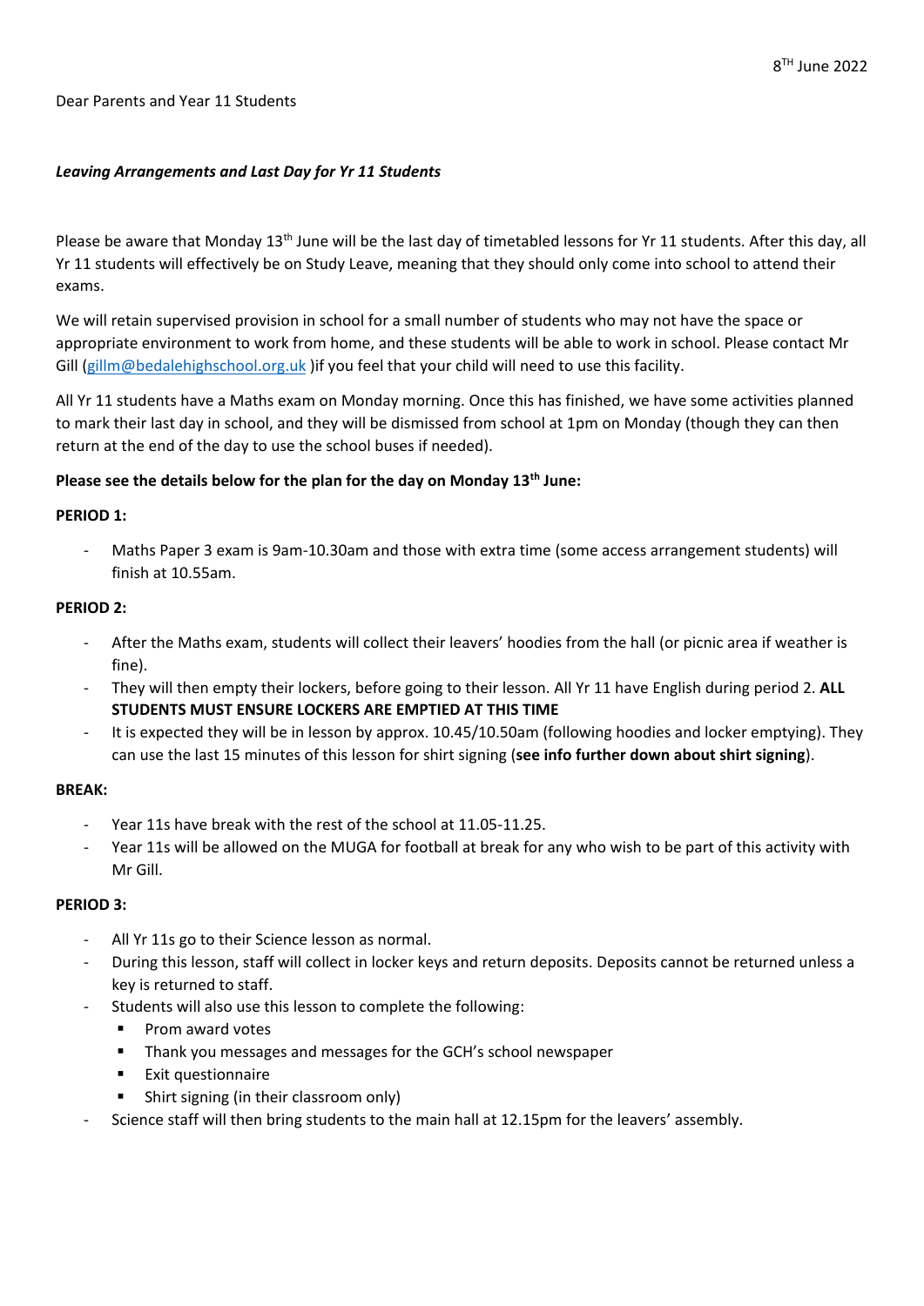8$^{TH}$ June 2022

Dear Parents and Year 11 Students

***Leaving Arrangements and Last Day for Yr 11 Students***

Please be aware that Monday 13th June will be the last day of timetabled lessons for Yr 11 students. After this day, all Yr 11 students will effectively be on Study Leave, meaning that they should only come into school to attend their exams.

We will retain supervised provision in school for a small number of students who may not have the space or appropriate environment to work from home, and these students will be able to work in school. Please contact Mr Gill ([gillm@bedalehighschool.org.uk](mailto:gillm@bedalehighschool.org.uk) )if you feel that your child will need to use this facility.

All Yr 11 students have a Maths exam on Monday morning. Once this has finished, we have some activities planned to mark their last day in school, and they will be dismissed from school at 1pm on Monday (though they can then return at the end of the day to use the school buses if needed).

**Please see the details below for the plan for the day on Monday 13th June:**

**PERIOD 1:**

- Maths Paper 3 exam is 9am-10.30am and those with extra time (some access arrangement students) will finish at 10.55am.

**PERIOD 2:**

- After the Maths exam, students will collect their leavers' hoodies from the hall (or picnic area if weather is fine).
- They will then empty their lockers, before going to their lesson. All Yr 11 have English during period 2. **ALL STUDENTS MUST ENSURE LOCKERS ARE EMPTIED AT THIS TIME**
- It is expected they will be in lesson by approx. 10.45/10.50am (following hoodies and locker emptying). They can use the last 15 minutes of this lesson for shirt signing (**see info further down about shirt signing**).

**BREAK:**

- Year 11s have break with the rest of the school at 11.05-11.25.
- Year 11s will be allowed on the MUGA for football at break for any who wish to be part of this activity with Mr Gill.

**PERIOD 3:**

- All Yr 11s go to their Science lesson as normal.
- During this lesson, staff will collect in locker keys and return deposits. Deposits cannot be returned unless a key is returned to staff.
- Students will also use this lesson to complete the following:
  - Prom award votes
  - Thank you messages and messages for the GCH's school newspaper
  - Exit questionnaire
  - Shirt signing (in their classroom only)
- Science staff will then bring students to the main hall at 12.15pm for the leavers' assembly.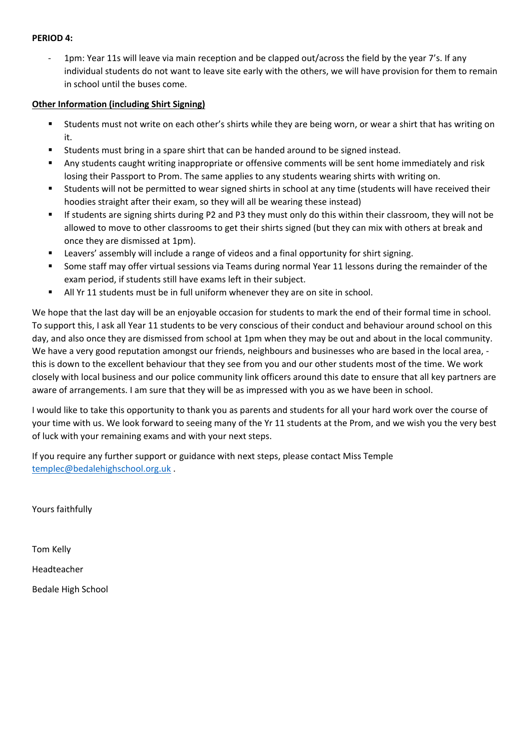**PERIOD 4:**

- 1pm: Year 11s will leave via main reception and be clapped out/across the field by the year 7's. If any individual students do not want to leave site early with the others, we will have provision for them to remain in school until the buses come.

**Other Information (including Shirt Signing)**

- Students must not write on each other's shirts while they are being worn, or wear a shirt that has writing on it.
- Students must bring in a spare shirt that can be handed around to be signed instead.
- Any students caught writing inappropriate or offensive comments will be sent home immediately and risk losing their Passport to Prom. The same applies to any students wearing shirts with writing on.
- Students will not be permitted to wear signed shirts in school at any time (students will have received their hoodies straight after their exam, so they will all be wearing these instead)
- If students are signing shirts during P2 and P3 they must only do this within their classroom, they will not be allowed to move to other classrooms to get their shirts signed (but they can mix with others at break and once they are dismissed at 1pm).
- Leavers' assembly will include a range of videos and a final opportunity for shirt signing.
- Some staff may offer virtual sessions via Teams during normal Year 11 lessons during the remainder of the exam period, if students still have exams left in their subject.
- All Yr 11 students must be in full uniform whenever they are on site in school.

We hope that the last day will be an enjoyable occasion for students to mark the end of their formal time in school. To support this, I ask all Year 11 students to be very conscious of their conduct and behaviour around school on this day, and also once they are dismissed from school at 1pm when they may be out and about in the local community. We have a very good reputation amongst our friends, neighbours and businesses who are based in the local area, - this is down to the excellent behaviour that they see from you and our other students most of the time. We work closely with local business and our police community link officers around this date to ensure that all key partners are aware of arrangements. I am sure that they will be as impressed with you as we have been in school.

I would like to take this opportunity to thank you as parents and students for all your hard work over the course of your time with us. We look forward to seeing many of the Yr 11 students at the Prom, and we wish you the very best of luck with your remaining exams and with your next steps.

If you require any further support or guidance with next steps, please contact Miss Temple [templec@bedalehighschool.org.uk](mailto:templec@bedalehighschool.org.uk) .

Yours faithfully

Tom Kelly

Headteacher

Bedale High School